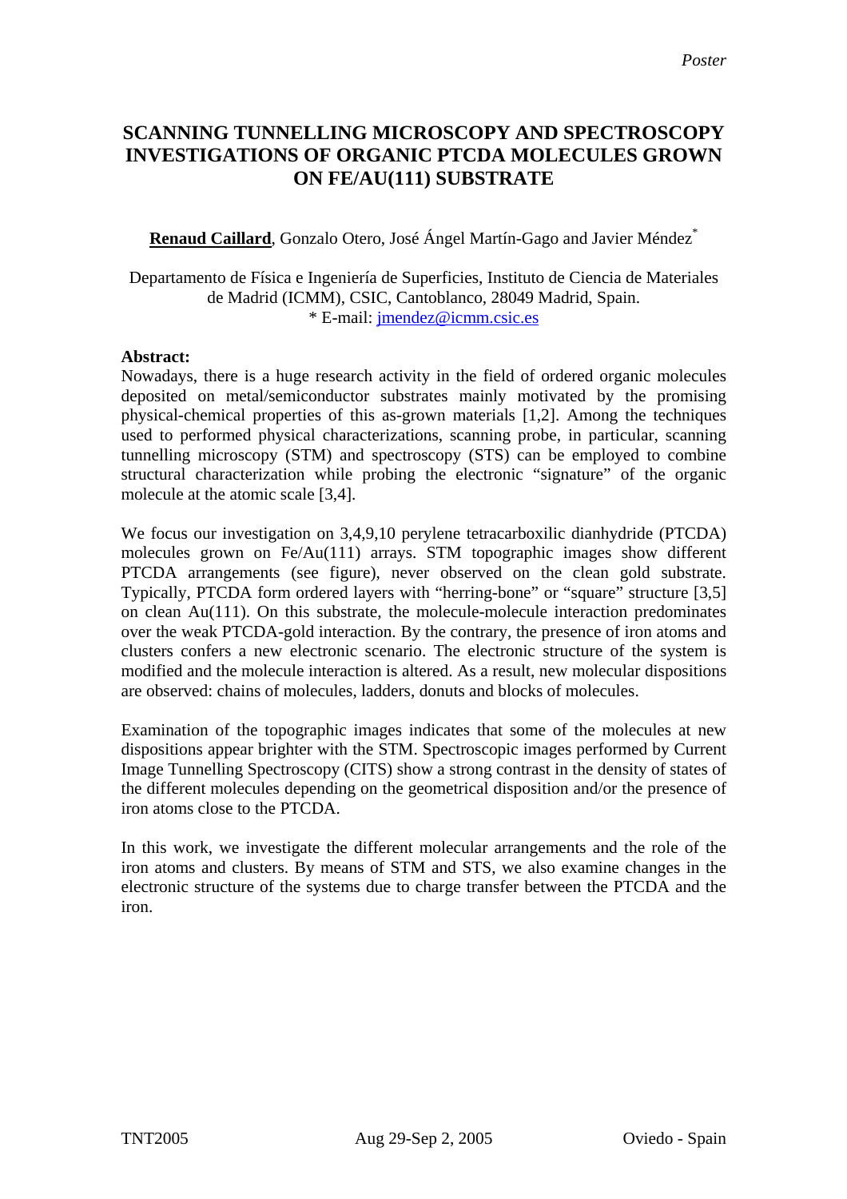*Poster*

# SCANNING TUNNELLING MICROSCOPY AND SPECTROSCOPY INVESTIGATIONS OF ORGANIC PTCDA MOLECULES GROWN ON FE/AU(111) SUBSTRATE

**Renaud Caillard**, Gonzalo Otero, José Ángel Martín-Gago and Javier Méndez*

Departamento de Física e Ingeniería de Superficies, Instituto de Ciencia de Materiales de Madrid (ICMM), CSIC, Cantoblanco, 28049 Madrid, Spain.
* E-mail: jmendez@icmm.csic.es

**Abstract:**
Nowadays, there is a huge research activity in the field of ordered organic molecules deposited on metal/semiconductor substrates mainly motivated by the promising physical-chemical properties of this as-grown materials [1,2]. Among the techniques used to performed physical characterizations, scanning probe, in particular, scanning tunnelling microscopy (STM) and spectroscopy (STS) can be employed to combine structural characterization while probing the electronic "signature" of the organic molecule at the atomic scale [3,4].

We focus our investigation on 3,4,9,10 perylene tetracarboxilic dianhydride (PTCDA) molecules grown on Fe/Au(111) arrays. STM topographic images show different PTCDA arrangements (see figure), never observed on the clean gold substrate. Typically, PTCDA form ordered layers with "herring-bone" or "square" structure [3,5] on clean Au(111). On this substrate, the molecule-molecule interaction predominates over the weak PTCDA-gold interaction. By the contrary, the presence of iron atoms and clusters confers a new electronic scenario. The electronic structure of the system is modified and the molecule interaction is altered. As a result, new molecular dispositions are observed: chains of molecules, ladders, donuts and blocks of molecules.

Examination of the topographic images indicates that some of the molecules at new dispositions appear brighter with the STM. Spectroscopic images performed by Current Image Tunnelling Spectroscopy (CITS) show a strong contrast in the density of states of the different molecules depending on the geometrical disposition and/or the presence of iron atoms close to the PTCDA.

In this work, we investigate the different molecular arrangements and the role of the iron atoms and clusters. By means of STM and STS, we also examine changes in the electronic structure of the systems due to charge transfer between the PTCDA and the iron.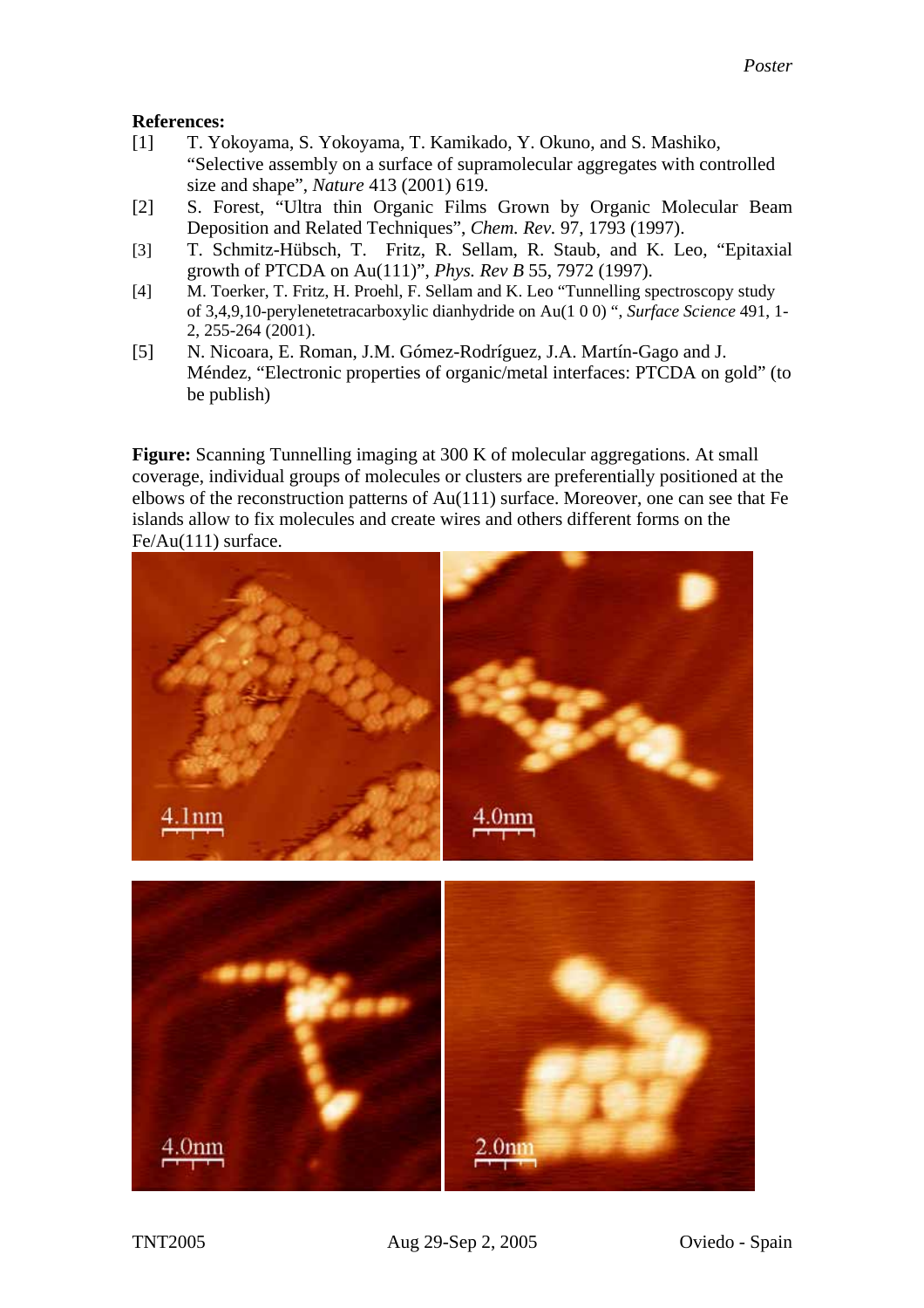**References:**

[1] T. Yokoyama, S. Yokoyama, T. Kamikado, Y. Okuno, and S. Mashiko, "Selective assembly on a surface of supramolecular aggregates with controlled size and shape", *Nature* 413 (2001) 619.

[2] S. Forest, "Ultra thin Organic Films Grown by Organic Molecular Beam Deposition and Related Techniques", *Chem. Rev.* 97, 1793 (1997).

[3] T. Schmitz-Hübsch, T. Fritz, R. Sellam, R. Staub, and K. Leo, "Epitaxial growth of PTCDA on Au(111)", *Phys. Rev B* 55, 7972 (1997).

[4] M. Toerker, T. Fritz, H. Proehl, F. Sellam and K. Leo "Tunnelling spectroscopy study of 3,4,9,10-perylenetetracarboxylic dianhydride on Au(1 0 0) ", *Surface Science* 491, 1-2, 255-264 (2001).

[5] N. Nicoara, E. Roman, J.M. Gómez-Rodríguez, J.A. Martín-Gago and J. Méndez, "Electronic properties of organic/metal interfaces: PTCDA on gold" (to be publish)

**Figure:** Scanning Tunnelling imaging at 300 K of molecular aggregations. At small coverage, individual groups of molecules or clusters are preferentially positioned at the elbows of the reconstruction patterns of Au(111) surface. Moreover, one can see that Fe islands allow to fix molecules and create wires and others different forms on the Fe/Au(111) surface.

4.1nm

4.0nm

4.0nm

2.0nm